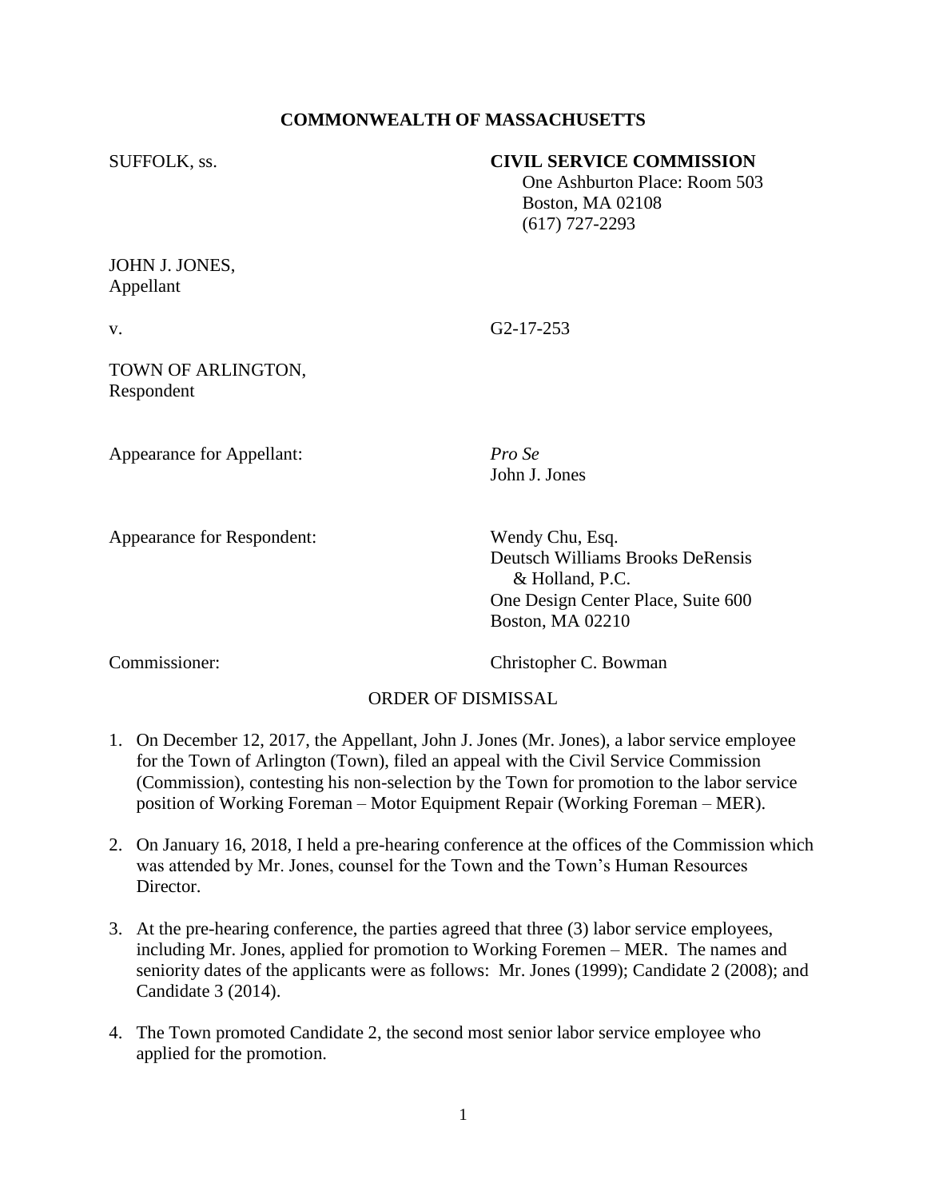**COMMONWEALTH OF MASSACHUSETTS**

SUFFOLK, ss.

**CIVIL SERVICE COMMISSION**
One Ashburton Place: Room 503
Boston, MA 02108
(617) 727-2293

JOHN J. JONES,
Appellant

v. G2-17-253

TOWN OF ARLINGTON,
Respondent

Appearance for Appellant: *Pro Se*
John J. Jones

Appearance for Respondent: Wendy Chu, Esq.
Deutsch Williams Brooks DeRensis & Holland, P.C.
One Design Center Place, Suite 600
Boston, MA 02210

Commissioner: Christopher C. Bowman

ORDER OF DISMISSAL

1. On December 12, 2017, the Appellant, John J. Jones (Mr. Jones), a labor service employee for the Town of Arlington (Town), filed an appeal with the Civil Service Commission (Commission), contesting his non-selection by the Town for promotion to the labor service position of Working Foreman – Motor Equipment Repair (Working Foreman – MER).

2. On January 16, 2018, I held a pre-hearing conference at the offices of the Commission which was attended by Mr. Jones, counsel for the Town and the Town's Human Resources Director.

3. At the pre-hearing conference, the parties agreed that three (3) labor service employees, including Mr. Jones, applied for promotion to Working Foremen – MER. The names and seniority dates of the applicants were as follows: Mr. Jones (1999); Candidate 2 (2008); and Candidate 3 (2014).

4. The Town promoted Candidate 2, the second most senior labor service employee who applied for the promotion.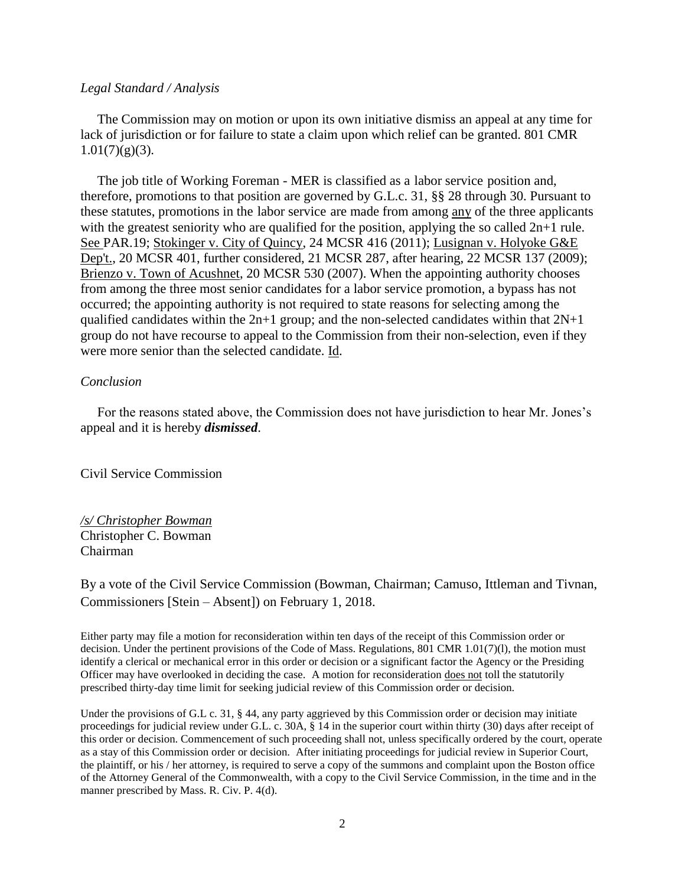*Legal Standard / Analysis*

The Commission may on motion or upon its own initiative dismiss an appeal at any time for lack of jurisdiction or for failure to state a claim upon which relief can be granted. 801 CMR 1.01(7)(g)(3).

The job title of Working Foreman - MER is classified as a labor service position and, therefore, promotions to that position are governed by G.L.c. 31, §§ 28 through 30. Pursuant to these statutes, promotions in the labor service are made from among any of the three applicants with the greatest seniority who are qualified for the position, applying the so called 2n+1 rule. See PAR.19; Stokinger v. City of Quincy, 24 MCSR 416 (2011); Lusignan v. Holyoke G&E Dep't., 20 MCSR 401, further considered, 21 MCSR 287, after hearing, 22 MCSR 137 (2009); Brienzo v. Town of Acushnet, 20 MCSR 530 (2007). When the appointing authority chooses from among the three most senior candidates for a labor service promotion, a bypass has not occurred; the appointing authority is not required to state reasons for selecting among the qualified candidates within the 2n+1 group; and the non-selected candidates within that 2N+1 group do not have recourse to appeal to the Commission from their non-selection, even if they were more senior than the selected candidate. Id.

*Conclusion*

For the reasons stated above, the Commission does not have jurisdiction to hear Mr. Jones's appeal and it is hereby ***dismissed***.

Civil Service Commission

*/s/ Christopher Bowman*
Christopher C. Bowman
Chairman

By a vote of the Civil Service Commission (Bowman, Chairman; Camuso, Ittleman and Tivnan, Commissioners [Stein – Absent]) on February 1, 2018.

Either party may file a motion for reconsideration within ten days of the receipt of this Commission order or decision. Under the pertinent provisions of the Code of Mass. Regulations, 801 CMR 1.01(7)(l), the motion must identify a clerical or mechanical error in this order or decision or a significant factor the Agency or the Presiding Officer may have overlooked in deciding the case. A motion for reconsideration does not toll the statutorily prescribed thirty-day time limit for seeking judicial review of this Commission order or decision.

Under the provisions of G.L c. 31, § 44, any party aggrieved by this Commission order or decision may initiate proceedings for judicial review under G.L. c. 30A, § 14 in the superior court within thirty (30) days after receipt of this order or decision. Commencement of such proceeding shall not, unless specifically ordered by the court, operate as a stay of this Commission order or decision. After initiating proceedings for judicial review in Superior Court, the plaintiff, or his / her attorney, is required to serve a copy of the summons and complaint upon the Boston office of the Attorney General of the Commonwealth, with a copy to the Civil Service Commission, in the time and in the manner prescribed by Mass. R. Civ. P. 4(d).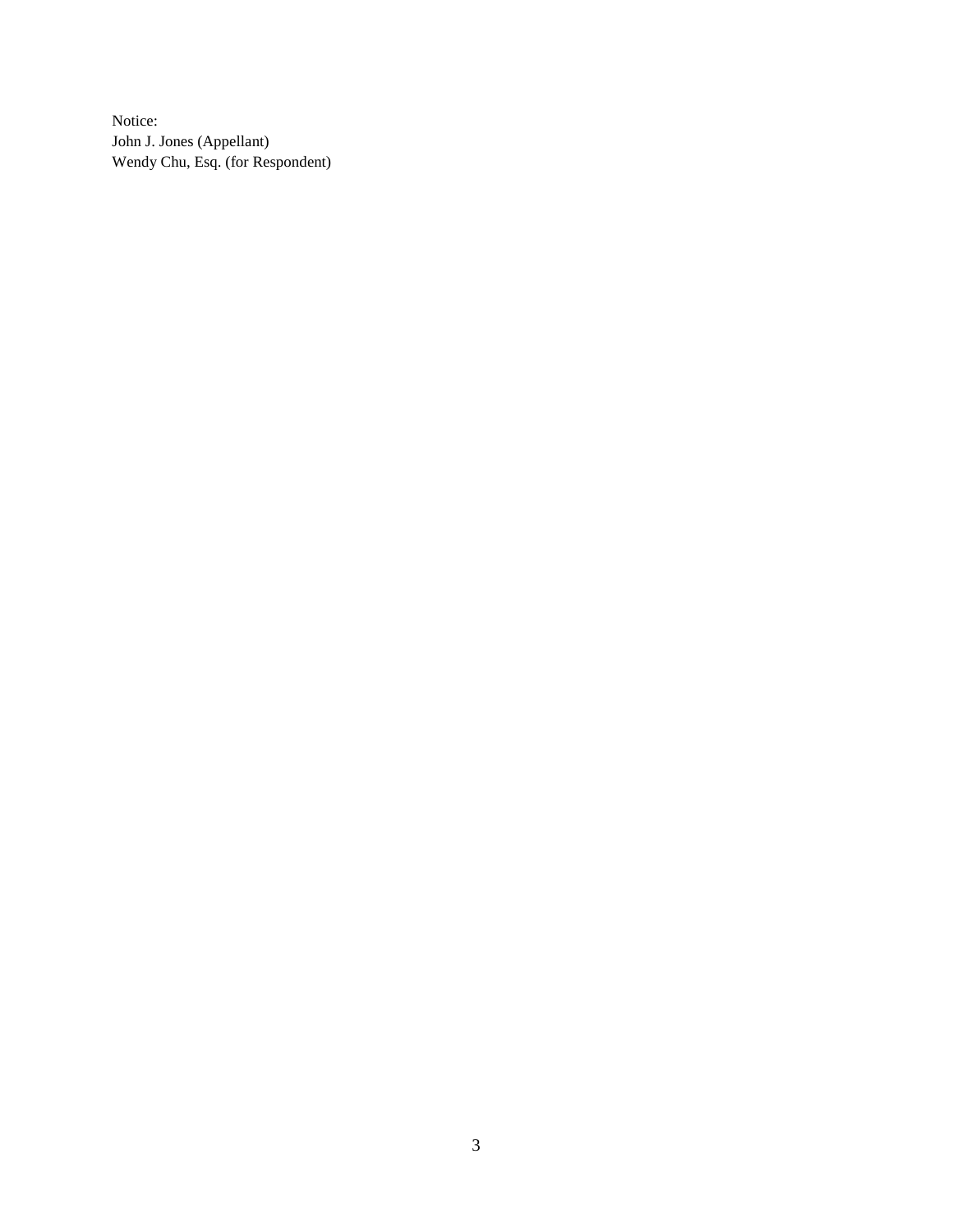Notice:
John J. Jones (Appellant)
Wendy Chu, Esq. (for Respondent)